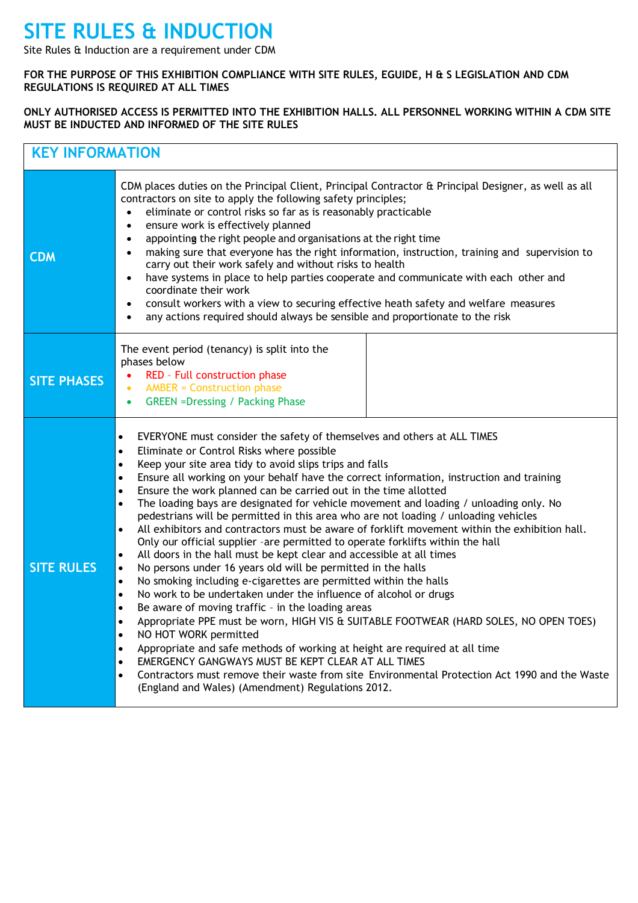# SITE RULES & INDUCTION

Site Rules & Induction are a requirement under CDM

**FOR THE PURPOSE OF THIS EXHIBITION COMPLIANCE WITH SITE RULES, EGUIDE, H & S LEGISLATION AND CDM REGULATIONS IS REQUIRED AT ALL TIMES**

**ONLY AUTHORISED ACCESS IS PERMITTED INTO THE EXHIBITION HALLS. ALL PERSONNEL WORKING WITHIN A CDM SITE MUST BE INDUCTED AND INFORMED OF THE SITE RULES**

## KEY INFORMATION

### CDM

CDM places duties on the Principal Client, Principal Contractor & Principal Designer, as well as all contractors on site to apply the following safety principles;

- eliminate or control risks so far as is reasonably practicable
- ensure work is effectively planned
- appointing the right people and organisations at the right time
- making sure that everyone has the right information, instruction, training and supervision to carry out their work safely and without risks to health
- have systems in place to help parties cooperate and communicate with each other and coordinate their work
- consult workers with a view to securing effective heath safety and welfare measures
- any actions required should always be sensible and proportionate to the risk

### SITE PHASES

The event period (tenancy) is split into the phases below

- RED - Full construction phase
- AMBER = Construction phase
- GREEN =Dressing / Packing Phase

### SITE RULES

- EVERYONE must consider the safety of themselves and others at ALL TIMES
- Eliminate or Control Risks where possible
- Keep your site area tidy to avoid slips trips and falls
- Ensure all working on your behalf have the correct information, instruction and training
- Ensure the work planned can be carried out in the time allotted
- The loading bays are designated for vehicle movement and loading / unloading only. No pedestrians will be permitted in this area who are not loading / unloading vehicles
- All exhibitors and contractors must be aware of forklift movement within the exhibition hall. Only our official supplier -are permitted to operate forklifts within the hall
- All doors in the hall must be kept clear and accessible at all times
- No persons under 16 years old will be permitted in the halls
- No smoking including e-cigarettes are permitted within the halls
- No work to be undertaken under the influence of alcohol or drugs
- Be aware of moving traffic - in the loading areas
- Appropriate PPE must be worn, HIGH VIS & SUITABLE FOOTWEAR (HARD SOLES, NO OPEN TOES)
- NO HOT WORK permitted
- Appropriate and safe methods of working at height are required at all time
- EMERGENCY GANGWAYS MUST BE KEPT CLEAR AT ALL TIMES
- Contractors must remove their waste from site Environmental Protection Act 1990 and the Waste (England and Wales) (Amendment) Regulations 2012.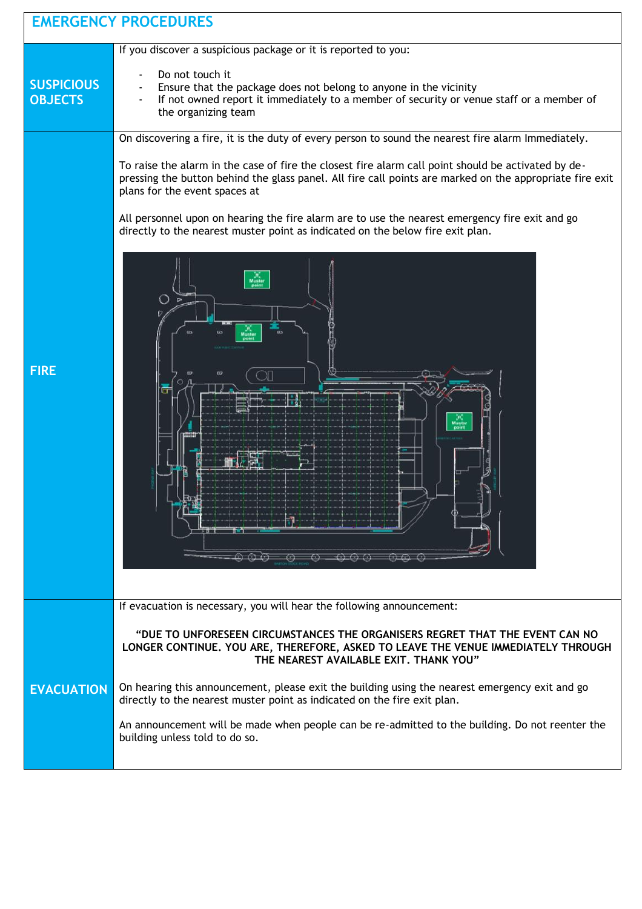# EMERGENCY PROCEDURES

| | |
|---|---|
| **SUSPICIOUS OBJECTS** | If you discover a suspicious package or it is reported to you:<br><br>- Do not touch it<br>- Ensure that the package does not belong to anyone in the vicinity<br>- If not owned report it immediately to a member of security or venue staff or a member of the organizing team |
| **FIRE** | On discovering a fire, it is the duty of every person to sound the nearest fire alarm Immediately.<br><br>To raise the alarm in the case of fire the closest fire alarm call point should be activated by de-pressing the button behind the glass panel. All fire call points are marked on the appropriate fire exit plans for the event spaces at<br><br>All personnel upon on hearing the fire alarm are to use the nearest emergency fire exit and go directly to the nearest muster point as indicated on the below fire exit plan. |
| **EVACUATION** | If evacuation is necessary, you will hear the following announcement:<br><br>**"DUE TO UNFORESEEN CIRCUMSTANCES THE ORGANISERS REGRET THAT THE EVENT CAN NO LONGER CONTINUE. YOU ARE, THEREFORE, ASKED TO LEAVE THE VENUE IMMEDIATELY THROUGH THE NEAREST AVAILABLE EXIT. THANK YOU"**<br><br>On hearing this announcement, please exit the building using the nearest emergency exit and go directly to the nearest muster point as indicated on the fire exit plan.<br><br>An announcement will be made when people can be re-admitted to the building. Do not reenter the building unless told to do so. |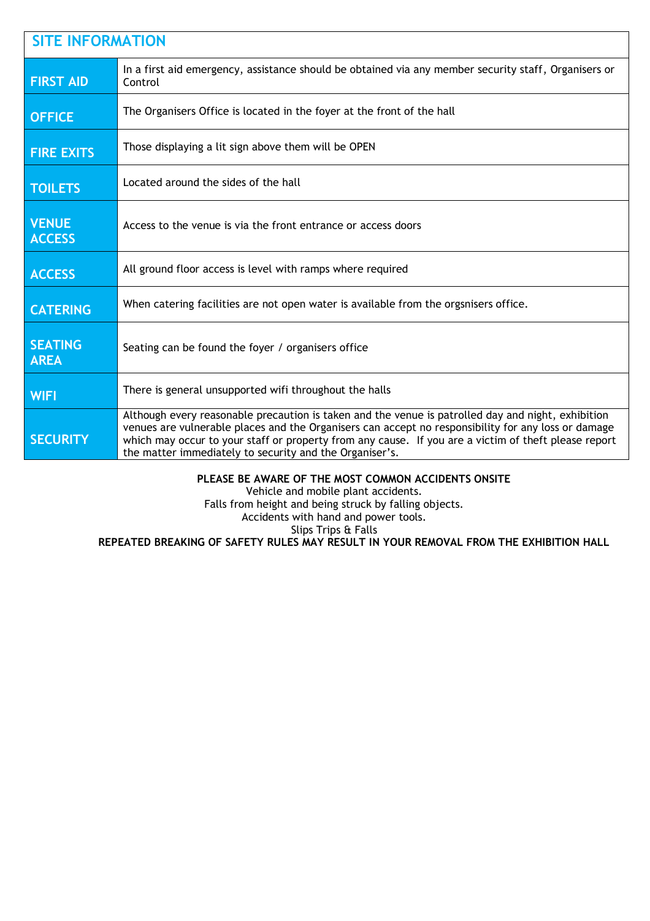| SITE INFORMATION | |
|---|---|
| **FIRST AID** | In a first aid emergency, assistance should be obtained via any member security staff, Organisers or Control |
| **OFFICE** | The Organisers Office is located in the foyer at the front of the hall |
| **FIRE EXITS** | Those displaying a lit sign above them will be OPEN |
| **TOILETS** | Located around the sides of the hall |
| **VENUE ACCESS** | Access to the venue is via the front entrance or access doors |
| **ACCESS** | All ground floor access is level with ramps where required |
| **CATERING** | When catering facilities are not open water is available from the orgsnisers office. |
| **SEATING AREA** | Seating can be found the foyer / organisers office |
| **WIFI** | There is general unsupported wifi throughout the halls |
| **SECURITY** | Although every reasonable precaution is taken and the venue is patrolled day and night, exhibition venues are vulnerable places and the Organisers can accept no responsibility for any loss or damage which may occur to your staff or property from any cause. If you are a victim of theft please report the matter immediately to security and the Organiser's. |

**PLEASE BE AWARE OF THE MOST COMMON ACCIDENTS ONSITE**

Vehicle and mobile plant accidents.
Falls from height and being struck by falling objects.
Accidents with hand and power tools.
Slips Trips & Falls

**REPEATED BREAKING OF SAFETY RULES MAY RESULT IN YOUR REMOVAL FROM THE EXHIBITION HALL**